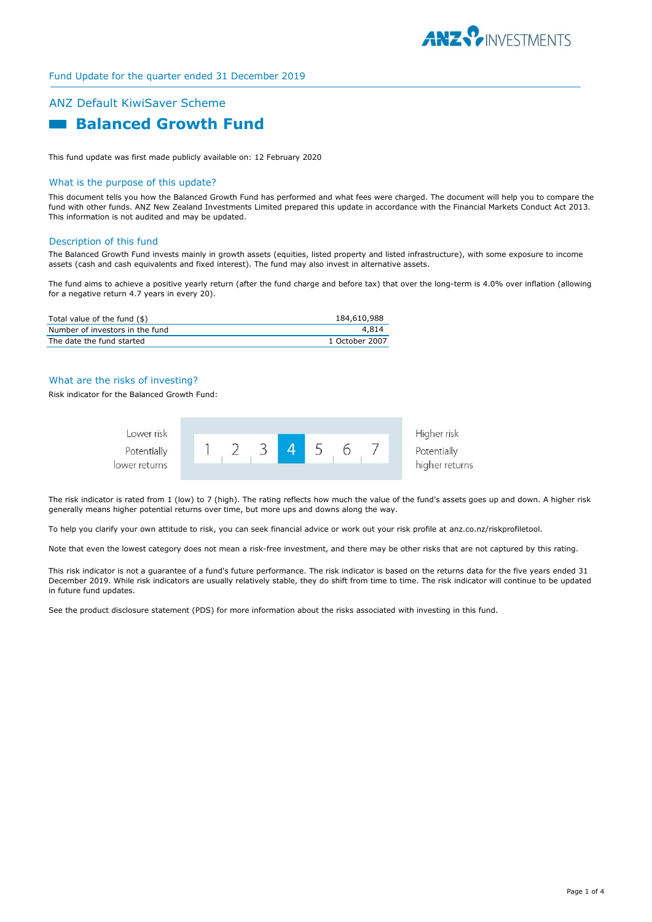Fund Update for the quarter ended 31 December 2019

## ANZ Default KiwiSaver Scheme

# Balanced Growth Fund

This fund update was first made publicly available on: 12 February 2020

## What is the purpose of this update?

This document tells you how the Balanced Growth Fund has performed and what fees were charged. The document will help you to compare the fund with other funds. ANZ New Zealand Investments Limited prepared this update in accordance with the Financial Markets Conduct Act 2013. This information is not audited and may be updated.

## Description of this fund

The Balanced Growth Fund invests mainly in growth assets (equities, listed property and listed infrastructure), with some exposure to income assets (cash and cash equivalents and fixed interest). The fund may also invest in alternative assets.

The fund aims to achieve a positive yearly return (after the fund charge and before tax) that over the long-term is 4.0% over inflation (allowing for a negative return 4.7 years in every 20).

| | |
|---|---|
| Total value of the fund ($) | 184,610,988 |
| Number of investors in the fund | 4,814 |
| The date the fund started | 1 October 2007 |

## What are the risks of investing?

Risk indicator for the Balanced Growth Fund:

| Lower risk / Potentially lower returns | 1 | 2 | 3 | **4** | 5 | 6 | 7 | Higher risk / Potentially higher returns |
|---|---|---|---|---|---|---|---|---|

The risk indicator is rated from 1 (low) to 7 (high). The rating reflects how much the value of the fund's assets goes up and down. A higher risk generally means higher potential returns over time, but more ups and downs along the way.

To help you clarify your own attitude to risk, you can seek financial advice or work out your risk profile at anz.co.nz/riskprofiletool.

Note that even the lowest category does not mean a risk-free investment, and there may be other risks that are not captured by this rating.

This risk indicator is not a guarantee of a fund's future performance. The risk indicator is based on the returns data for the five years ended 31 December 2019. While risk indicators are usually relatively stable, they do shift from time to time. The risk indicator will continue to be updated in future fund updates.

See the product disclosure statement (PDS) for more information about the risks associated with investing in this fund.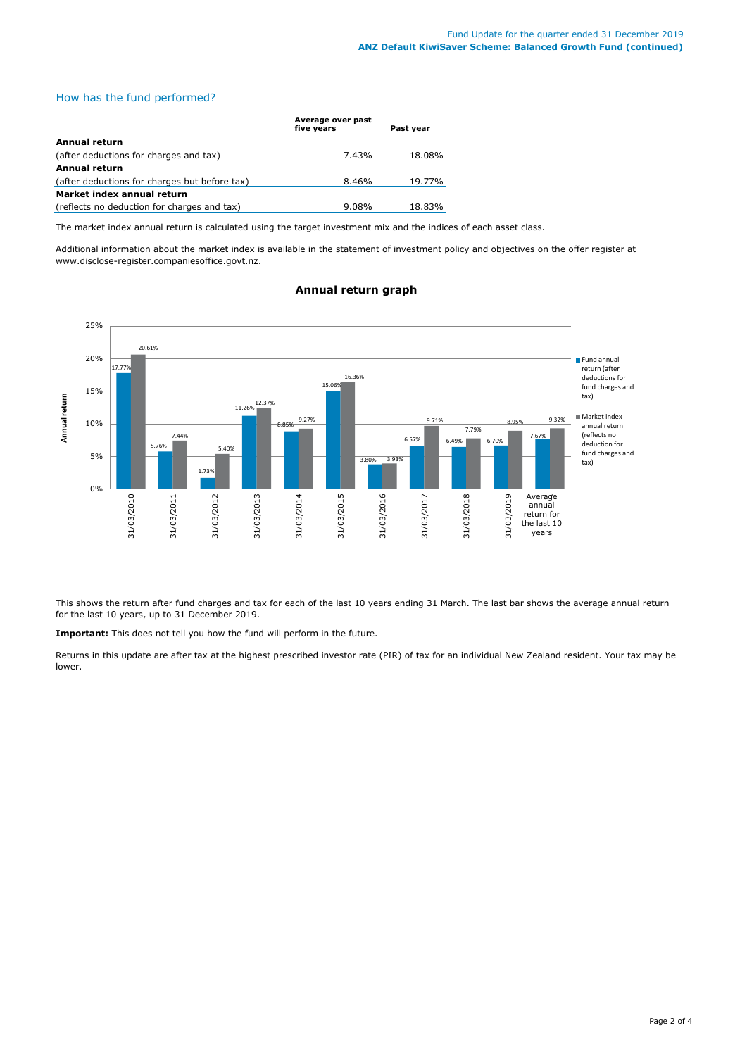## How has the fund performed?

| | Average over past five years | Past year |
|---|---|---|
| **Annual return** | | |
| (after deductions for charges and tax) | 7.43% | 18.08% |
| **Annual return** | | |
| (after deductions for charges but before tax) | 8.46% | 19.77% |
| **Market index annual return** | | |
| (reflects no deduction for charges and tax) | 9.08% | 18.83% |

The market index annual return is calculated using the target investment mix and the indices of each asset class.

Additional information about the market index is available in the statement of investment policy and objectives on the offer register at www.disclose-register.companiesoffice.govt.nz.

### Annual return graph

| | Fund annual return (after deductions for fund charges and tax) | Market index annual return (reflects no deduction for fund charges and tax) |
|---|---|---|
| 31/03/2010 | 17.77% | 20.61% |
| 31/03/2011 | 5.76% | 7.44% |
| 31/03/2012 | 1.73% | 5.40% |
| 31/03/2013 | 11.26% | 12.37% |
| 31/03/2014 | 8.85% | 9.27% |
| 31/03/2015 | 15.06% | 16.36% |
| 31/03/2016 | 3.80% | 3.93% |
| 31/03/2017 | 6.57% | 9.71% |
| 31/03/2018 | 6.49% | 7.79% |
| 31/03/2019 | 6.70% | 8.95% |
| Average annual return for the last 10 years | 7.67% | 9.32% |

This shows the return after fund charges and tax for each of the last 10 years ending 31 March. The last bar shows the average annual return for the last 10 years, up to 31 December 2019.

**Important:** This does not tell you how the fund will perform in the future.

Returns in this update are after tax at the highest prescribed investor rate (PIR) of tax for an individual New Zealand resident. Your tax may be lower.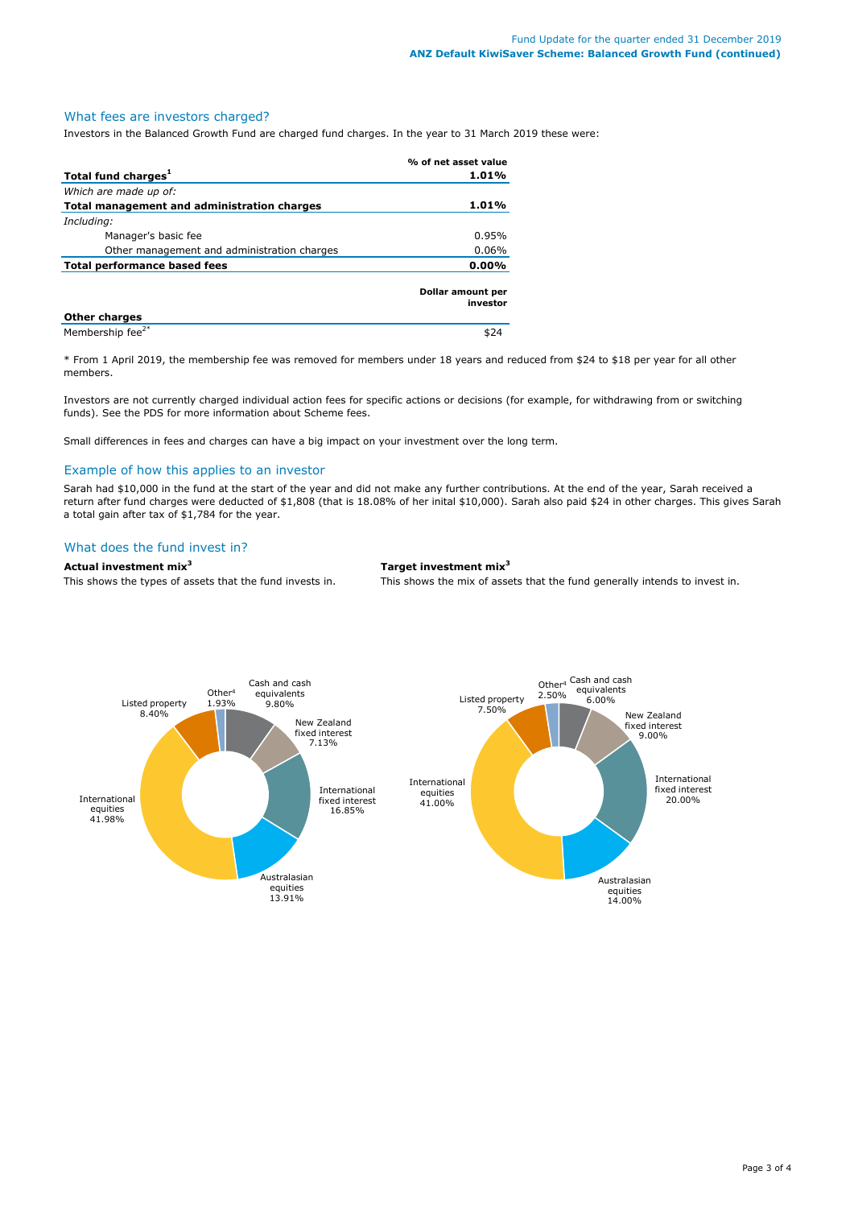## What fees are investors charged?

Investors in the Balanced Growth Fund are charged fund charges. In the year to 31 March 2019 these were:

| | % of net asset value |
|---|---|
| **Total fund charges[1]** | **1.01%** |
| *Which are made up of:* | |
| **Total management and administration charges** | **1.01%** |
| *Including:* | |
| Manager's basic fee | 0.95% |
| Other management and administration charges | 0.06% |
| **Total performance based fees** | **0.00%** |

| | Dollar amount per investor |
|---|---|
| **Other charges** | |
| Membership fee[2*] | $24 |

* From 1 April 2019, the membership fee was removed for members under 18 years and reduced from $24 to $18 per year for all other members.

Investors are not currently charged individual action fees for specific actions or decisions (for example, for withdrawing from or switching funds). See the PDS for more information about Scheme fees.

Small differences in fees and charges can have a big impact on your investment over the long term.

## Example of how this applies to an investor

Sarah had $10,000 in the fund at the start of the year and did not make any further contributions. At the end of the year, Sarah received a return after fund charges were deducted of $1,808 (that is 18.08% of her inital $10,000). Sarah also paid $24 in other charges. This gives Sarah a total gain after tax of $1,784 for the year.

## What does the fund invest in?

**Actual investment mix[3]**

This shows the types of assets that the fund invests in.

| Asset | % |
|---|---|
| Cash and cash equivalents | 9.80% |
| New Zealand fixed interest | 7.13% |
| International fixed interest | 16.85% |
| Australasian equities | 13.91% |
| International equities | 41.98% |
| Listed property | 8.40% |
| Other[4] | 1.93% |

**Target investment mix[3]**

This shows the mix of assets that the fund generally intends to invest in.

| Asset | % |
|---|---|
| Cash and cash equivalents | 6.00% |
| New Zealand fixed interest | 9.00% |
| International fixed interest | 20.00% |
| Australasian equities | 14.00% |
| International equities | 41.00% |
| Listed property | 7.50% |
| Other[4] | 2.50% |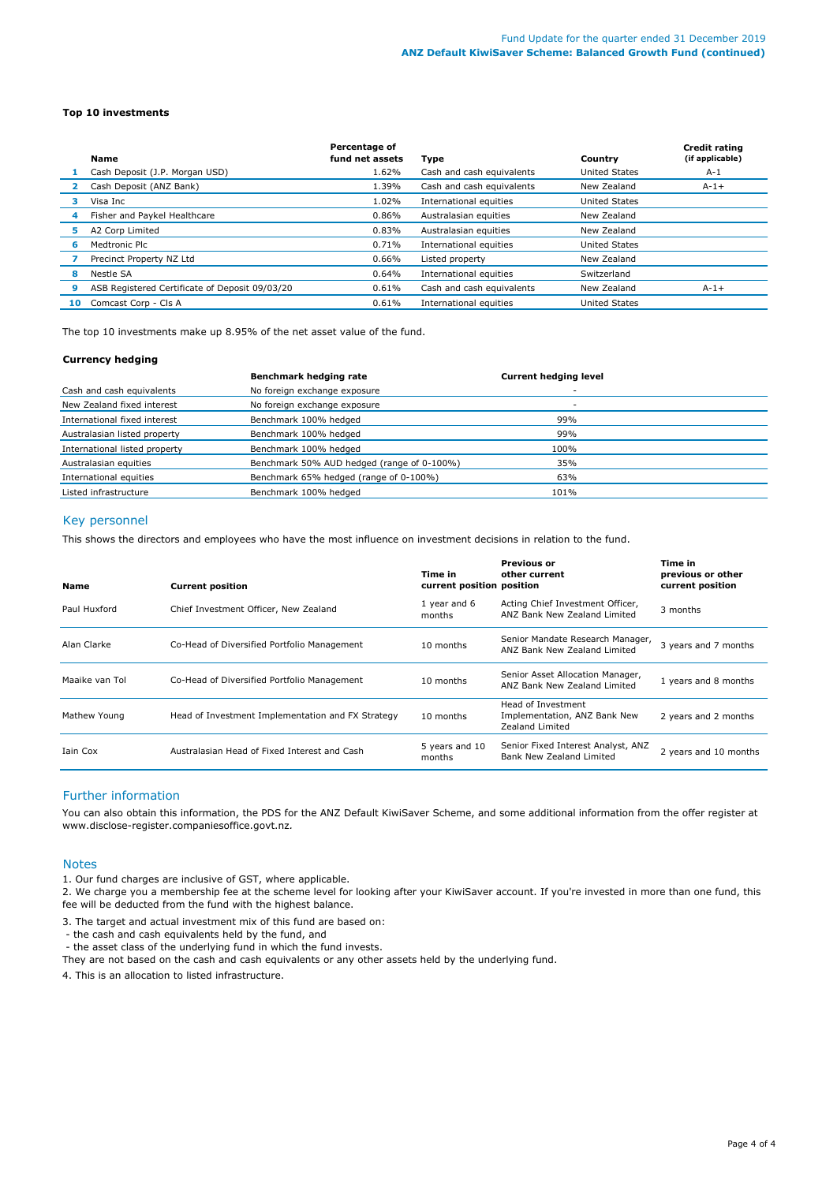### Top 10 investments

| | Name | Percentage of fund net assets | Type | Country | Credit rating (if applicable) |
|---|---|---|---|---|---|
| 1 | Cash Deposit (J.P. Morgan USD) | 1.62% | Cash and cash equivalents | United States | A-1 |
| 2 | Cash Deposit (ANZ Bank) | 1.39% | Cash and cash equivalents | New Zealand | A-1+ |
| 3 | Visa Inc | 1.02% | International equities | United States | |
| 4 | Fisher and Paykel Healthcare | 0.86% | Australasian equities | New Zealand | |
| 5 | A2 Corp Limited | 0.83% | Australasian equities | New Zealand | |
| 6 | Medtronic Plc | 0.71% | International equities | United States | |
| 7 | Precinct Property NZ Ltd | 0.66% | Listed property | New Zealand | |
| 8 | Nestle SA | 0.64% | International equities | Switzerland | |
| 9 | ASB Registered Certificate of Deposit 09/03/20 | 0.61% | Cash and cash equivalents | New Zealand | A-1+ |
| 10 | Comcast Corp - Cls A | 0.61% | International equities | United States | |

The top 10 investments make up 8.95% of the net asset value of the fund.

### Currency hedging

| | Benchmark hedging rate | Current hedging level |
|---|---|---|
| Cash and cash equivalents | No foreign exchange exposure | - |
| New Zealand fixed interest | No foreign exchange exposure | - |
| International fixed interest | Benchmark 100% hedged | 99% |
| Australasian listed property | Benchmark 100% hedged | 99% |
| International listed property | Benchmark 100% hedged | 100% |
| Australasian equities | Benchmark 50% AUD hedged (range of 0-100%) | 35% |
| International equities | Benchmark 65% hedged (range of 0-100%) | 63% |
| Listed infrastructure | Benchmark 100% hedged | 101% |

## Key personnel

This shows the directors and employees who have the most influence on investment decisions in relation to the fund.

| Name | Current position | Time in current position | Previous or other current position | Time in previous or other current position |
|---|---|---|---|---|
| Paul Huxford | Chief Investment Officer, New Zealand | 1 year and 6 months | Acting Chief Investment Officer, ANZ Bank New Zealand Limited | 3 months |
| Alan Clarke | Co-Head of Diversified Portfolio Management | 10 months | Senior Mandate Research Manager, ANZ Bank New Zealand Limited | 3 years and 7 months |
| Maaike van Tol | Co-Head of Diversified Portfolio Management | 10 months | Senior Asset Allocation Manager, ANZ Bank New Zealand Limited | 1 years and 8 months |
| Mathew Young | Head of Investment Implementation and FX Strategy | 10 months | Head of Investment Implementation, ANZ Bank New Zealand Limited | 2 years and 2 months |
| Iain Cox | Australasian Head of Fixed Interest and Cash | 5 years and 10 months | Senior Fixed Interest Analyst, ANZ Bank New Zealand Limited | 2 years and 10 months |

## Further information

You can also obtain this information, the PDS for the ANZ Default KiwiSaver Scheme, and some additional information from the offer register at www.disclose-register.companiesoffice.govt.nz.

## Notes

1. Our fund charges are inclusive of GST, where applicable.
2. We charge you a membership fee at the scheme level for looking after your KiwiSaver account. If you're invested in more than one fund, this fee will be deducted from the fund with the highest balance.
3. The target and actual investment mix of this fund are based on:
 - the cash and cash equivalents held by the fund, and
 - the asset class of the underlying fund in which the fund invests.

They are not based on the cash and cash equivalents or any other assets held by the underlying fund.

4. This is an allocation to listed infrastructure.